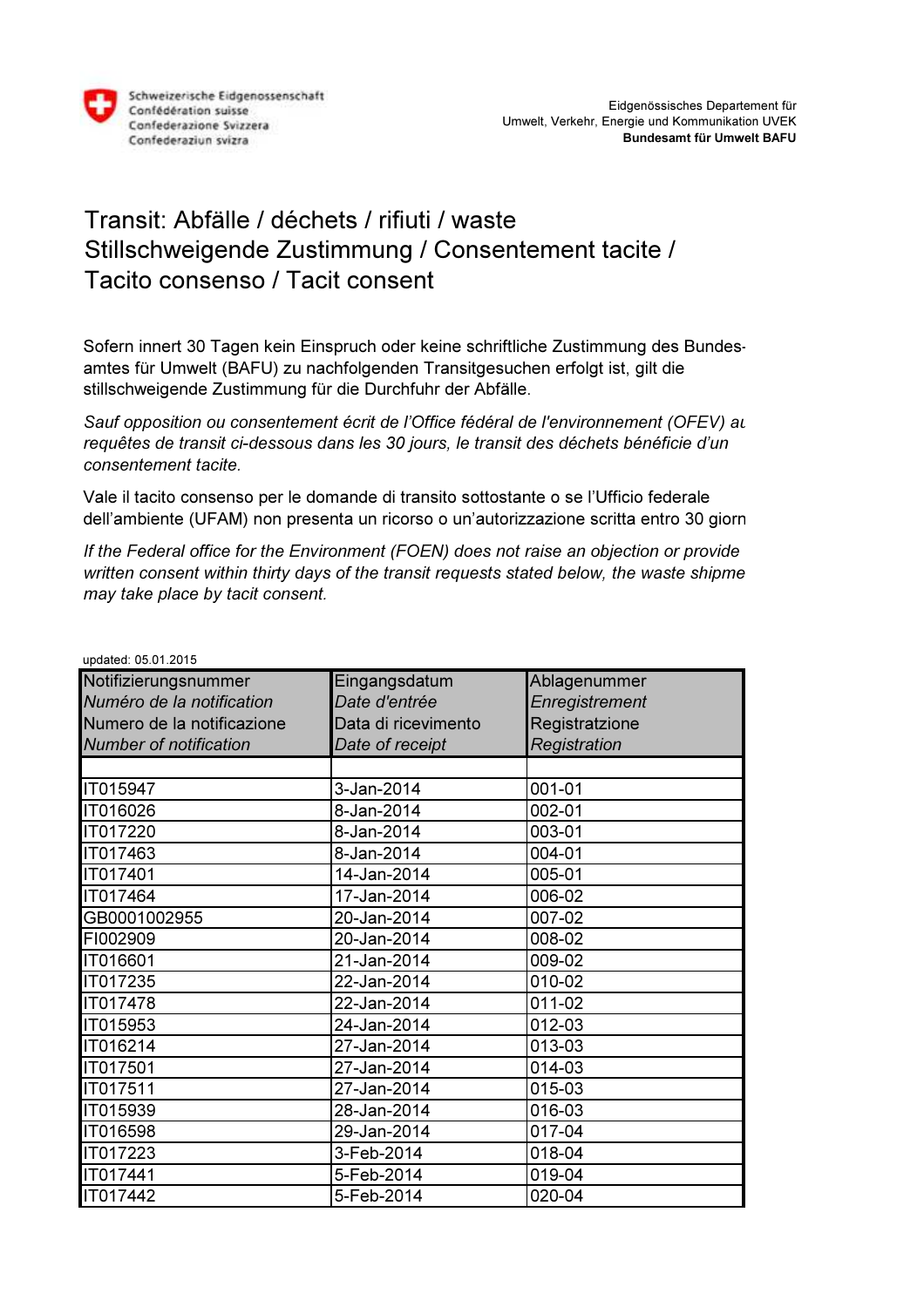Schweizerische Eidgenossenschaft
Confédération suisse
Confederazione Svizzera
Confederaziun svizra

Eidgenössisches Departement für
Umwelt, Verkehr, Energie und Kommunikation UVEK
**Bundesamt für Umwelt BAFU**

# Transit: Abfälle / déchets / rifiuti / waste
# Stillschweigende Zustimmung / Consentement tacite / Tacito consenso / Tacit consent

Sofern innert 30 Tagen kein Einspruch oder keine schriftliche Zustimmung des Bundesamtes für Umwelt (BAFU) zu nachfolgenden Transitgesuchen erfolgt ist, gilt die stillschweigende Zustimmung für die Durchfuhr der Abfälle.

*Sauf opposition ou consentement écrit de l'Office fédéral de l'environnement (OFEV) au requêtes de transit ci-dessous dans les 30 jours, le transit des déchets bénéficie d'un consentement tacite.*

Vale il tacito consenso per le domande di transito sottostante o se l'Ufficio federale dell'ambiente (UFAM) non presenta un ricorso o un'autorizzazione scritta entro 30 giorn

*If the Federal office for the Environment (FOEN) does not raise an objection or provide written consent within thirty days of the transit requests stated below, the waste shipme may take place by tacit consent.*

updated: 05.01.2015

| Notifizierungsnummer<br>*Numéro de la notification*<br>Numero de la notificazione<br>*Number of notification* | Eingangsdatum<br>*Date d'entrée*<br>Data di ricevimento<br>*Date of receipt* | Ablagenummer<br>*Enregistrement*<br>Registratzione<br>*Registration* |
|---|---|---|
| | | |
| IT015947 | 3-Jan-2014 | 001-01 |
| IT016026 | 8-Jan-2014 | 002-01 |
| IT017220 | 8-Jan-2014 | 003-01 |
| IT017463 | 8-Jan-2014 | 004-01 |
| IT017401 | 14-Jan-2014 | 005-01 |
| IT017464 | 17-Jan-2014 | 006-02 |
| GB0001002955 | 20-Jan-2014 | 007-02 |
| FI002909 | 20-Jan-2014 | 008-02 |
| IT016601 | 21-Jan-2014 | 009-02 |
| IT017235 | 22-Jan-2014 | 010-02 |
| IT017478 | 22-Jan-2014 | 011-02 |
| IT015953 | 24-Jan-2014 | 012-03 |
| IT016214 | 27-Jan-2014 | 013-03 |
| IT017501 | 27-Jan-2014 | 014-03 |
| IT017511 | 27-Jan-2014 | 015-03 |
| IT015939 | 28-Jan-2014 | 016-03 |
| IT016598 | 29-Jan-2014 | 017-04 |
| IT017223 | 3-Feb-2014 | 018-04 |
| IT017441 | 5-Feb-2014 | 019-04 |
| IT017442 | 5-Feb-2014 | 020-04 |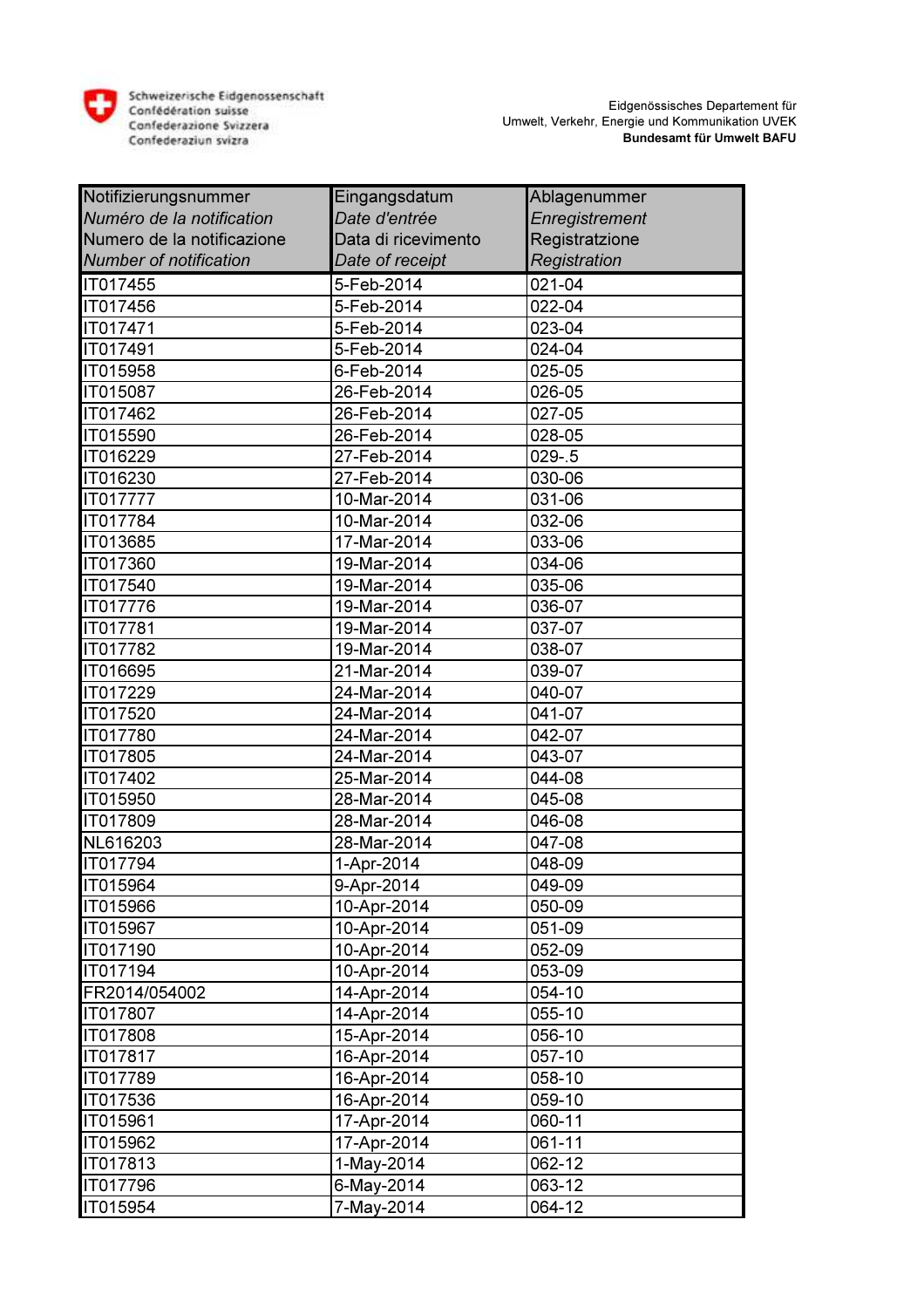Schweizerische Eidgenossenschaft
Confédération suisse
Confederazione Svizzera
Confederaziun svizra

Eidgenössisches Departement für
Umwelt, Verkehr, Energie und Kommunikation UVEK
**Bundesamt für Umwelt BAFU**

| Notifizierungsnummer<br>*Numéro de la notification*<br>Numero de la notificazione<br>*Number of notification* | Eingangsdatum<br>*Date d'entrée*<br>Data di ricevimento<br>*Date of receipt* | Ablagenummer<br>*Enregistrement*<br>Registratzione<br>*Registration* |
|---|---|---|
| IT017455 | 5-Feb-2014 | 021-04 |
| IT017456 | 5-Feb-2014 | 022-04 |
| IT017471 | 5-Feb-2014 | 023-04 |
| IT017491 | 5-Feb-2014 | 024-04 |
| IT015958 | 6-Feb-2014 | 025-05 |
| IT015087 | 26-Feb-2014 | 026-05 |
| IT017462 | 26-Feb-2014 | 027-05 |
| IT015590 | 26-Feb-2014 | 028-05 |
| IT016229 | 27-Feb-2014 | 029-.5 |
| IT016230 | 27-Feb-2014 | 030-06 |
| IT017777 | 10-Mar-2014 | 031-06 |
| IT017784 | 10-Mar-2014 | 032-06 |
| IT013685 | 17-Mar-2014 | 033-06 |
| IT017360 | 19-Mar-2014 | 034-06 |
| IT017540 | 19-Mar-2014 | 035-06 |
| IT017776 | 19-Mar-2014 | 036-07 |
| IT017781 | 19-Mar-2014 | 037-07 |
| IT017782 | 19-Mar-2014 | 038-07 |
| IT016695 | 21-Mar-2014 | 039-07 |
| IT017229 | 24-Mar-2014 | 040-07 |
| IT017520 | 24-Mar-2014 | 041-07 |
| IT017780 | 24-Mar-2014 | 042-07 |
| IT017805 | 24-Mar-2014 | 043-07 |
| IT017402 | 25-Mar-2014 | 044-08 |
| IT015950 | 28-Mar-2014 | 045-08 |
| IT017809 | 28-Mar-2014 | 046-08 |
| NL616203 | 28-Mar-2014 | 047-08 |
| IT017794 | 1-Apr-2014 | 048-09 |
| IT015964 | 9-Apr-2014 | 049-09 |
| IT015966 | 10-Apr-2014 | 050-09 |
| IT015967 | 10-Apr-2014 | 051-09 |
| IT017190 | 10-Apr-2014 | 052-09 |
| IT017194 | 10-Apr-2014 | 053-09 |
| FR2014/054002 | 14-Apr-2014 | 054-10 |
| IT017807 | 14-Apr-2014 | 055-10 |
| IT017808 | 15-Apr-2014 | 056-10 |
| IT017817 | 16-Apr-2014 | 057-10 |
| IT017789 | 16-Apr-2014 | 058-10 |
| IT017536 | 16-Apr-2014 | 059-10 |
| IT015961 | 17-Apr-2014 | 060-11 |
| IT015962 | 17-Apr-2014 | 061-11 |
| IT017813 | 1-May-2014 | 062-12 |
| IT017796 | 6-May-2014 | 063-12 |
| IT015954 | 7-May-2014 | 064-12 |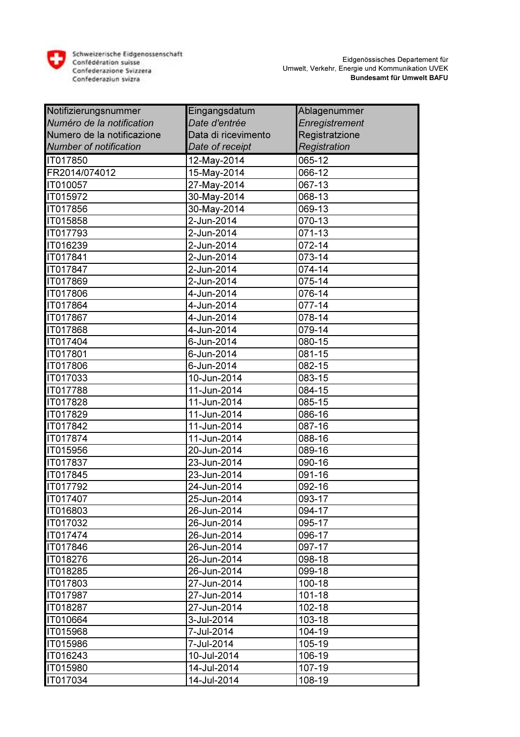Schweizerische Eidgenossenschaft
Confédération suisse
Confederazione Svizzera
Confederaziun svizra

Eidgenössisches Departement für
Umwelt, Verkehr, Energie und Kommunikation UVEK
**Bundesamt für Umwelt BAFU**

| Notifizierungsnummer<br>*Numéro de la notification*<br>Numero de la notificazione<br>*Number of notification* | Eingangsdatum<br>*Date d'entrée*<br>Data di ricevimento<br>*Date of receipt* | Ablagenummer<br>*Enregistrement*<br>Registratzione<br>*Registration* |
|---|---|---|
| IT017850 | 12-May-2014 | 065-12 |
| FR2014/074012 | 15-May-2014 | 066-12 |
| IT010057 | 27-May-2014 | 067-13 |
| IT015972 | 30-May-2014 | 068-13 |
| IT017856 | 30-May-2014 | 069-13 |
| IT015858 | 2-Jun-2014 | 070-13 |
| IT017793 | 2-Jun-2014 | 071-13 |
| IT016239 | 2-Jun-2014 | 072-14 |
| IT017841 | 2-Jun-2014 | 073-14 |
| IT017847 | 2-Jun-2014 | 074-14 |
| IT017869 | 2-Jun-2014 | 075-14 |
| IT017806 | 4-Jun-2014 | 076-14 |
| IT017864 | 4-Jun-2014 | 077-14 |
| IT017867 | 4-Jun-2014 | 078-14 |
| IT017868 | 4-Jun-2014 | 079-14 |
| IT017404 | 6-Jun-2014 | 080-15 |
| IT017801 | 6-Jun-2014 | 081-15 |
| IT017806 | 6-Jun-2014 | 082-15 |
| IT017033 | 10-Jun-2014 | 083-15 |
| IT017788 | 11-Jun-2014 | 084-15 |
| IT017828 | 11-Jun-2014 | 085-15 |
| IT017829 | 11-Jun-2014 | 086-16 |
| IT017842 | 11-Jun-2014 | 087-16 |
| IT017874 | 11-Jun-2014 | 088-16 |
| IT015956 | 20-Jun-2014 | 089-16 |
| IT017837 | 23-Jun-2014 | 090-16 |
| IT017845 | 23-Jun-2014 | 091-16 |
| IT017792 | 24-Jun-2014 | 092-16 |
| IT017407 | 25-Jun-2014 | 093-17 |
| IT016803 | 26-Jun-2014 | 094-17 |
| IT017032 | 26-Jun-2014 | 095-17 |
| IT017474 | 26-Jun-2014 | 096-17 |
| IT017846 | 26-Jun-2014 | 097-17 |
| IT018276 | 26-Jun-2014 | 098-18 |
| IT018285 | 26-Jun-2014 | 099-18 |
| IT017803 | 27-Jun-2014 | 100-18 |
| IT017987 | 27-Jun-2014 | 101-18 |
| IT018287 | 27-Jun-2014 | 102-18 |
| IT010664 | 3-Jul-2014 | 103-18 |
| IT015968 | 7-Jul-2014 | 104-19 |
| IT015986 | 7-Jul-2014 | 105-19 |
| IT016243 | 10-Jul-2014 | 106-19 |
| IT015980 | 14-Jul-2014 | 107-19 |
| IT017034 | 14-Jul-2014 | 108-19 |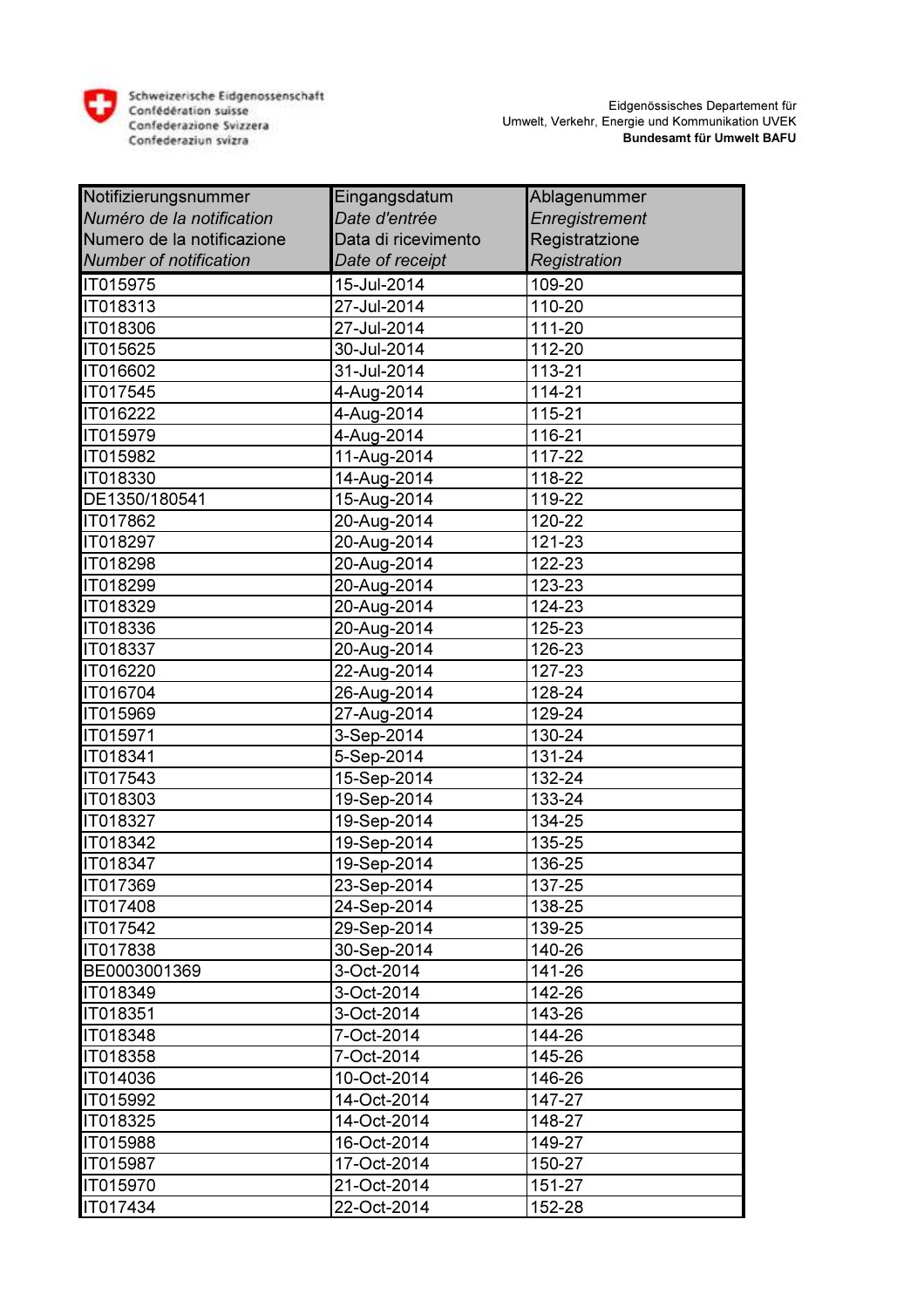Schweizerische Eidgenossenschaft
Confédération suisse
Confederazione Svizzera
Confederaziun svizra

Eidgenössisches Departement für
Umwelt, Verkehr, Energie und Kommunikation UVEK
**Bundesamt für Umwelt BAFU**

| Notifizierungsnummer<br>*Numéro de la notification*<br>Numero de la notificazione<br>*Number of notification* | Eingangsdatum<br>*Date d'entrée*<br>Data di ricevimento<br>*Date of receipt* | Ablagenummer<br>*Enregistrement*<br>Registratzione<br>*Registration* |
|---|---|---|
| IT015975 | 15-Jul-2014 | 109-20 |
| IT018313 | 27-Jul-2014 | 110-20 |
| IT018306 | 27-Jul-2014 | 111-20 |
| IT015625 | 30-Jul-2014 | 112-20 |
| IT016602 | 31-Jul-2014 | 113-21 |
| IT017545 | 4-Aug-2014 | 114-21 |
| IT016222 | 4-Aug-2014 | 115-21 |
| IT015979 | 4-Aug-2014 | 116-21 |
| IT015982 | 11-Aug-2014 | 117-22 |
| IT018330 | 14-Aug-2014 | 118-22 |
| DE1350/180541 | 15-Aug-2014 | 119-22 |
| IT017862 | 20-Aug-2014 | 120-22 |
| IT018297 | 20-Aug-2014 | 121-23 |
| IT018298 | 20-Aug-2014 | 122-23 |
| IT018299 | 20-Aug-2014 | 123-23 |
| IT018329 | 20-Aug-2014 | 124-23 |
| IT018336 | 20-Aug-2014 | 125-23 |
| IT018337 | 20-Aug-2014 | 126-23 |
| IT016220 | 22-Aug-2014 | 127-23 |
| IT016704 | 26-Aug-2014 | 128-24 |
| IT015969 | 27-Aug-2014 | 129-24 |
| IT015971 | 3-Sep-2014 | 130-24 |
| IT018341 | 5-Sep-2014 | 131-24 |
| IT017543 | 15-Sep-2014 | 132-24 |
| IT018303 | 19-Sep-2014 | 133-24 |
| IT018327 | 19-Sep-2014 | 134-25 |
| IT018342 | 19-Sep-2014 | 135-25 |
| IT018347 | 19-Sep-2014 | 136-25 |
| IT017369 | 23-Sep-2014 | 137-25 |
| IT017408 | 24-Sep-2014 | 138-25 |
| IT017542 | 29-Sep-2014 | 139-25 |
| IT017838 | 30-Sep-2014 | 140-26 |
| BE0003001369 | 3-Oct-2014 | 141-26 |
| IT018349 | 3-Oct-2014 | 142-26 |
| IT018351 | 3-Oct-2014 | 143-26 |
| IT018348 | 7-Oct-2014 | 144-26 |
| IT018358 | 7-Oct-2014 | 145-26 |
| IT014036 | 10-Oct-2014 | 146-26 |
| IT015992 | 14-Oct-2014 | 147-27 |
| IT018325 | 14-Oct-2014 | 148-27 |
| IT015988 | 16-Oct-2014 | 149-27 |
| IT015987 | 17-Oct-2014 | 150-27 |
| IT015970 | 21-Oct-2014 | 151-27 |
| IT017434 | 22-Oct-2014 | 152-28 |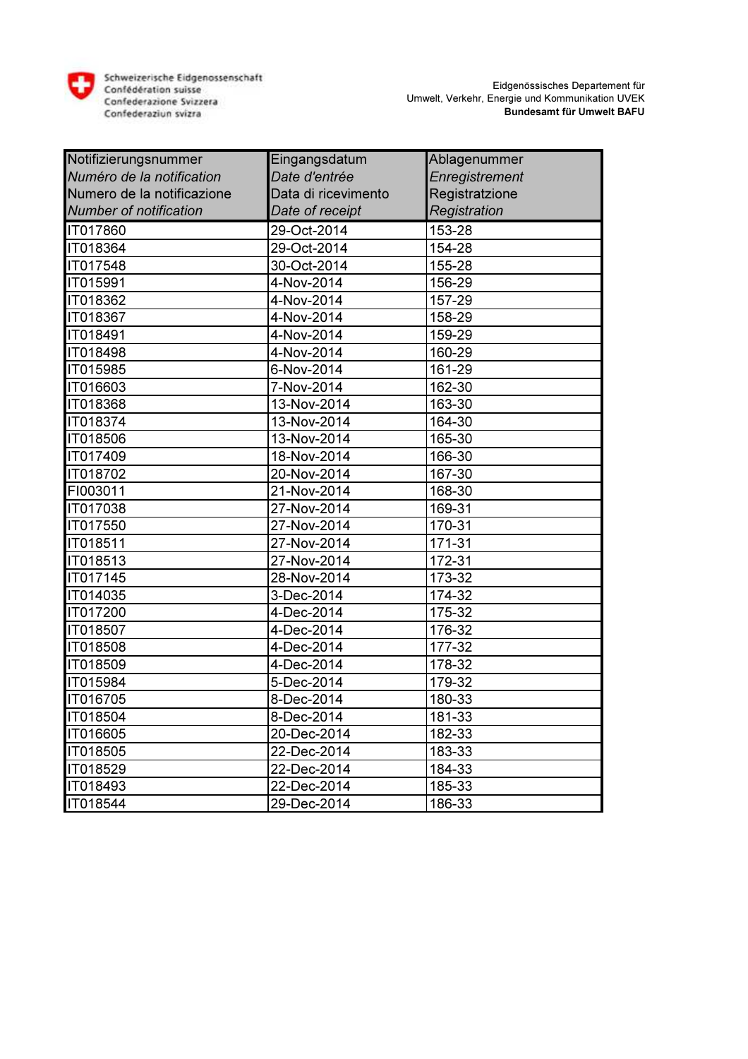Schweizerische Eidgenossenschaft
Confédération suisse
Confederazione Svizzera
Confederaziun svizra

Eidgenössisches Departement für Umwelt, Verkehr, Energie und Kommunikation UVEK
**Bundesamt für Umwelt BAFU**

| Notifizierungsnummer<br>*Numéro de la notification*<br>Numero de la notificazione<br>*Number of notification* | Eingangsdatum<br>*Date d'entrée*<br>Data di ricevimento<br>*Date of receipt* | Ablagenummer<br>*Enregistrement*<br>Registratzione<br>*Registration* |
|---|---|---|
| IT017860 | 29-Oct-2014 | 153-28 |
| IT018364 | 29-Oct-2014 | 154-28 |
| IT017548 | 30-Oct-2014 | 155-28 |
| IT015991 | 4-Nov-2014 | 156-29 |
| IT018362 | 4-Nov-2014 | 157-29 |
| IT018367 | 4-Nov-2014 | 158-29 |
| IT018491 | 4-Nov-2014 | 159-29 |
| IT018498 | 4-Nov-2014 | 160-29 |
| IT015985 | 6-Nov-2014 | 161-29 |
| IT016603 | 7-Nov-2014 | 162-30 |
| IT018368 | 13-Nov-2014 | 163-30 |
| IT018374 | 13-Nov-2014 | 164-30 |
| IT018506 | 13-Nov-2014 | 165-30 |
| IT017409 | 18-Nov-2014 | 166-30 |
| IT018702 | 20-Nov-2014 | 167-30 |
| FI003011 | 21-Nov-2014 | 168-30 |
| IT017038 | 27-Nov-2014 | 169-31 |
| IT017550 | 27-Nov-2014 | 170-31 |
| IT018511 | 27-Nov-2014 | 171-31 |
| IT018513 | 27-Nov-2014 | 172-31 |
| IT017145 | 28-Nov-2014 | 173-32 |
| IT014035 | 3-Dec-2014 | 174-32 |
| IT017200 | 4-Dec-2014 | 175-32 |
| IT018507 | 4-Dec-2014 | 176-32 |
| IT018508 | 4-Dec-2014 | 177-32 |
| IT018509 | 4-Dec-2014 | 178-32 |
| IT015984 | 5-Dec-2014 | 179-32 |
| IT016705 | 8-Dec-2014 | 180-33 |
| IT018504 | 8-Dec-2014 | 181-33 |
| IT016605 | 20-Dec-2014 | 182-33 |
| IT018505 | 22-Dec-2014 | 183-33 |
| IT018529 | 22-Dec-2014 | 184-33 |
| IT018493 | 22-Dec-2014 | 185-33 |
| IT018544 | 29-Dec-2014 | 186-33 |